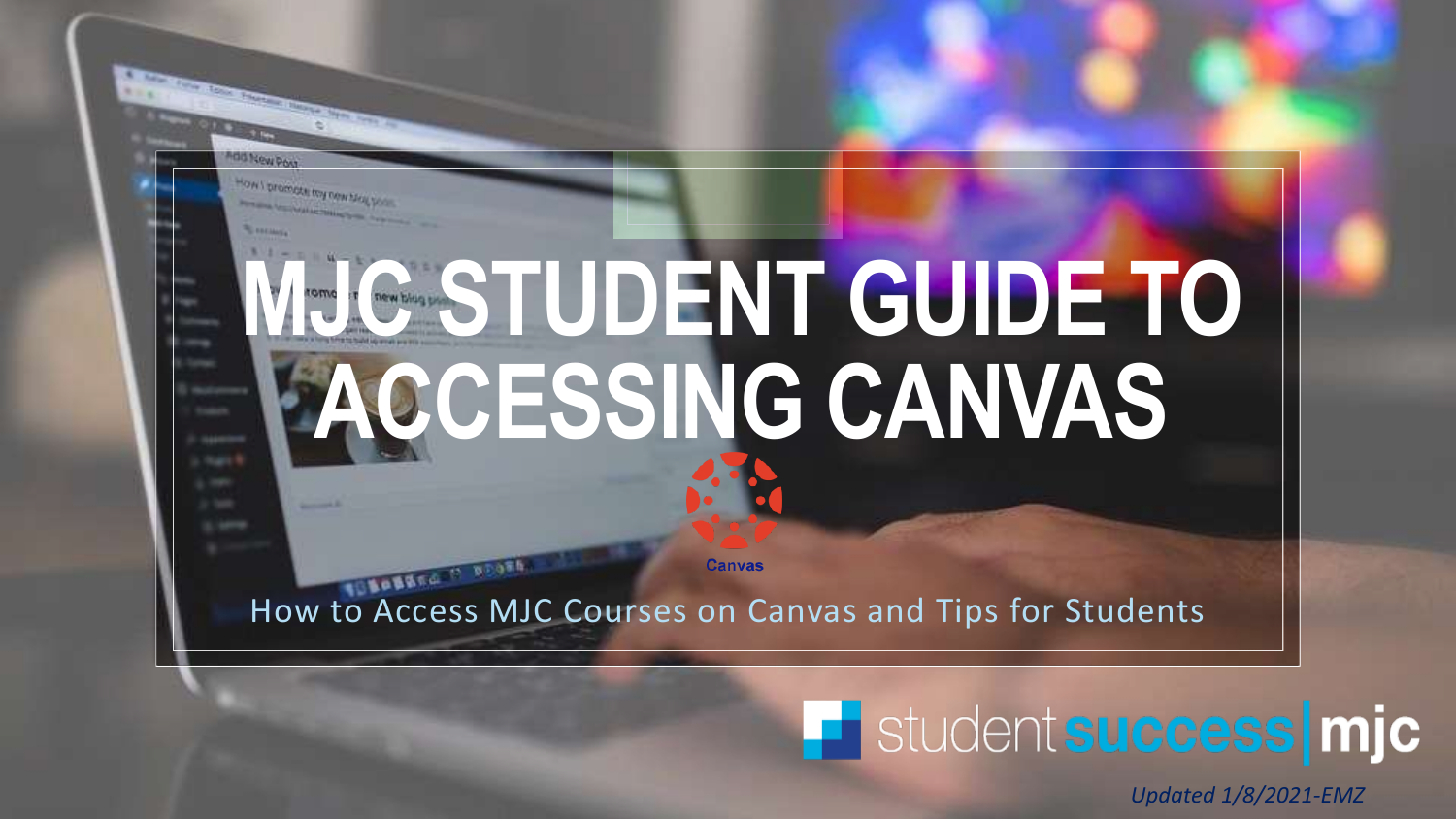# MJC STUDENT GUIDE TO ACCESSING CANVAS

Canvas

How to Access MJC Courses on Canvas and Tips for Students

student success | mjc

*Updated 1/8/2021-EMZ*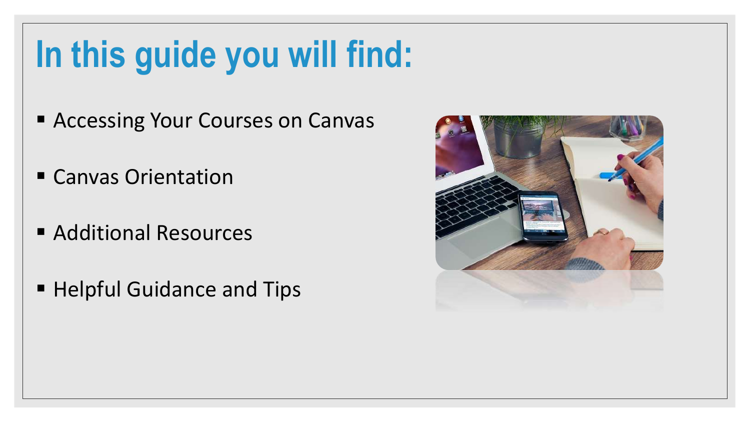# In this guide you will find:

- Accessing Your Courses on Canvas
- Canvas Orientation
- Additional Resources
- Helpful Guidance and Tips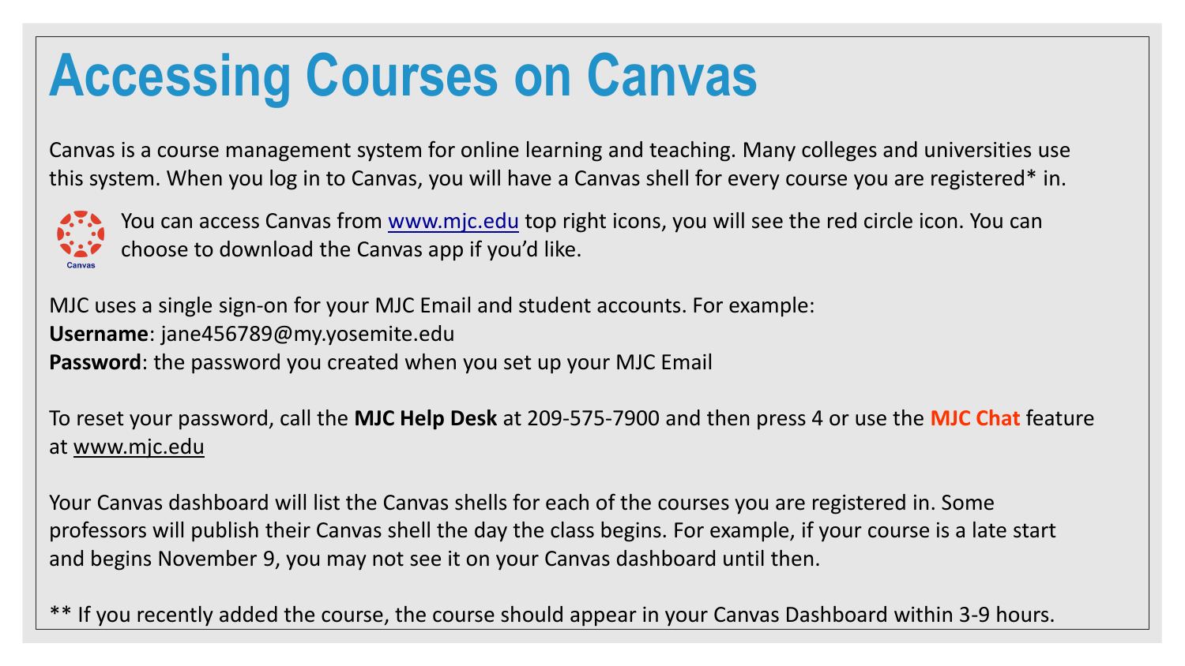# Accessing Courses on Canvas

Canvas is a course management system for online learning and teaching. Many colleges and universities use this system. When you log in to Canvas, you will have a Canvas shell for every course you are registered* in.

You can access Canvas from www.mjc.edu top right icons, you will see the red circle icon. You can choose to download the Canvas app if you'd like.

MJC uses a single sign-on for your MJC Email and student accounts. For example:
**Username**: jane456789@my.yosemite.edu
**Password**: the password you created when you set up your MJC Email

To reset your password, call the **MJC Help Desk** at 209-575-7900 and then press 4 or use the **MJC Chat** feature at www.mjc.edu

Your Canvas dashboard will list the Canvas shells for each of the courses you are registered in. Some professors will publish their Canvas shell the day the class begins. For example, if your course is a late start and begins November 9, you may not see it on your Canvas dashboard until then.

** If you recently added the course, the course should appear in your Canvas Dashboard within 3-9 hours.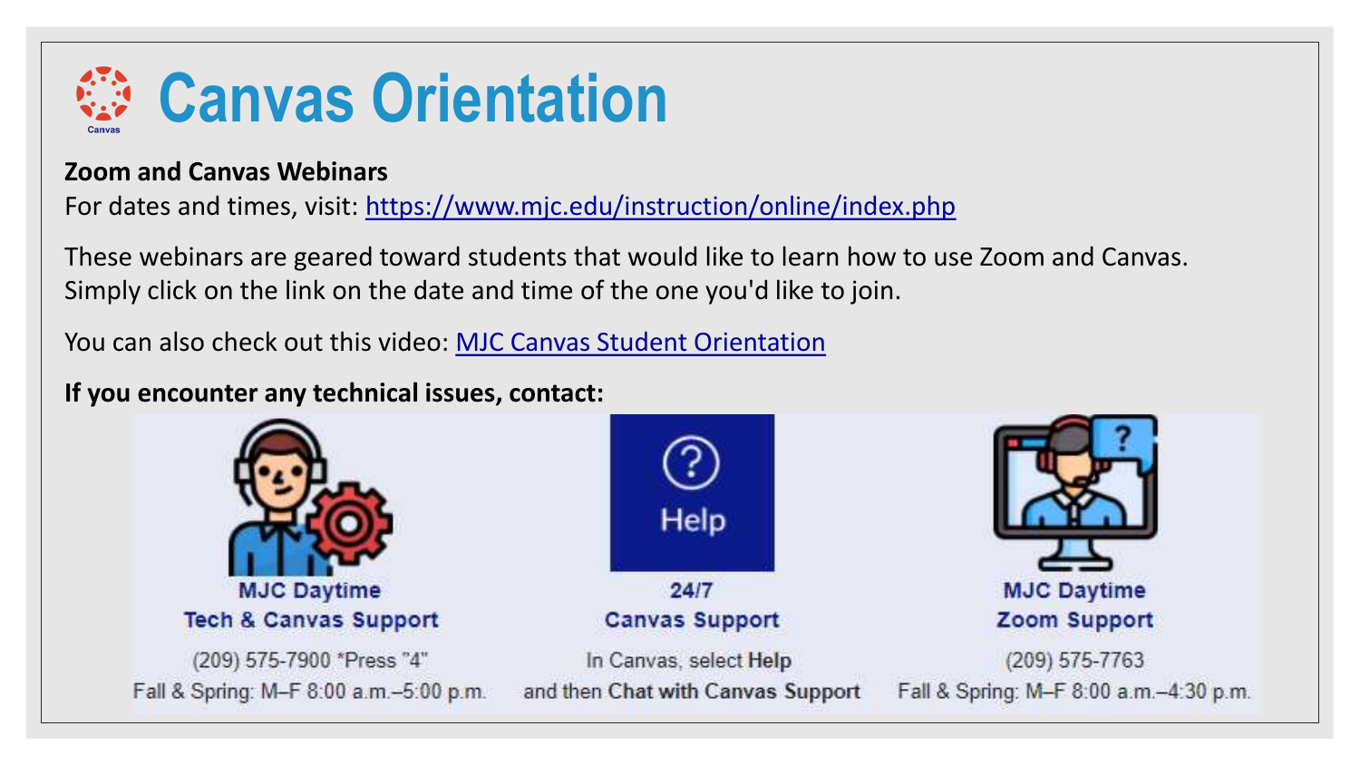# Canvas Orientation

**Zoom and Canvas Webinars**

For dates and times, visit: https://www.mjc.edu/instruction/online/index.php

These webinars are geared toward students that would like to learn how to use Zoom and Canvas. Simply click on the link on the date and time of the one you'd like to join.

You can also check out this video: MJC Canvas Student Orientation

**If you encounter any technical issues, contact:**

**MJC Daytime Tech & Canvas Support**
(209) 575-7900 *Press "4"
Fall & Spring: M–F 8:00 a.m.–5:00 p.m.

**24/7 Canvas Support**
In Canvas, select **Help** and then **Chat with Canvas Support**

**MJC Daytime Zoom Support**
(209) 575-7763
Fall & Spring: M–F 8:00 a.m.–4:30 p.m.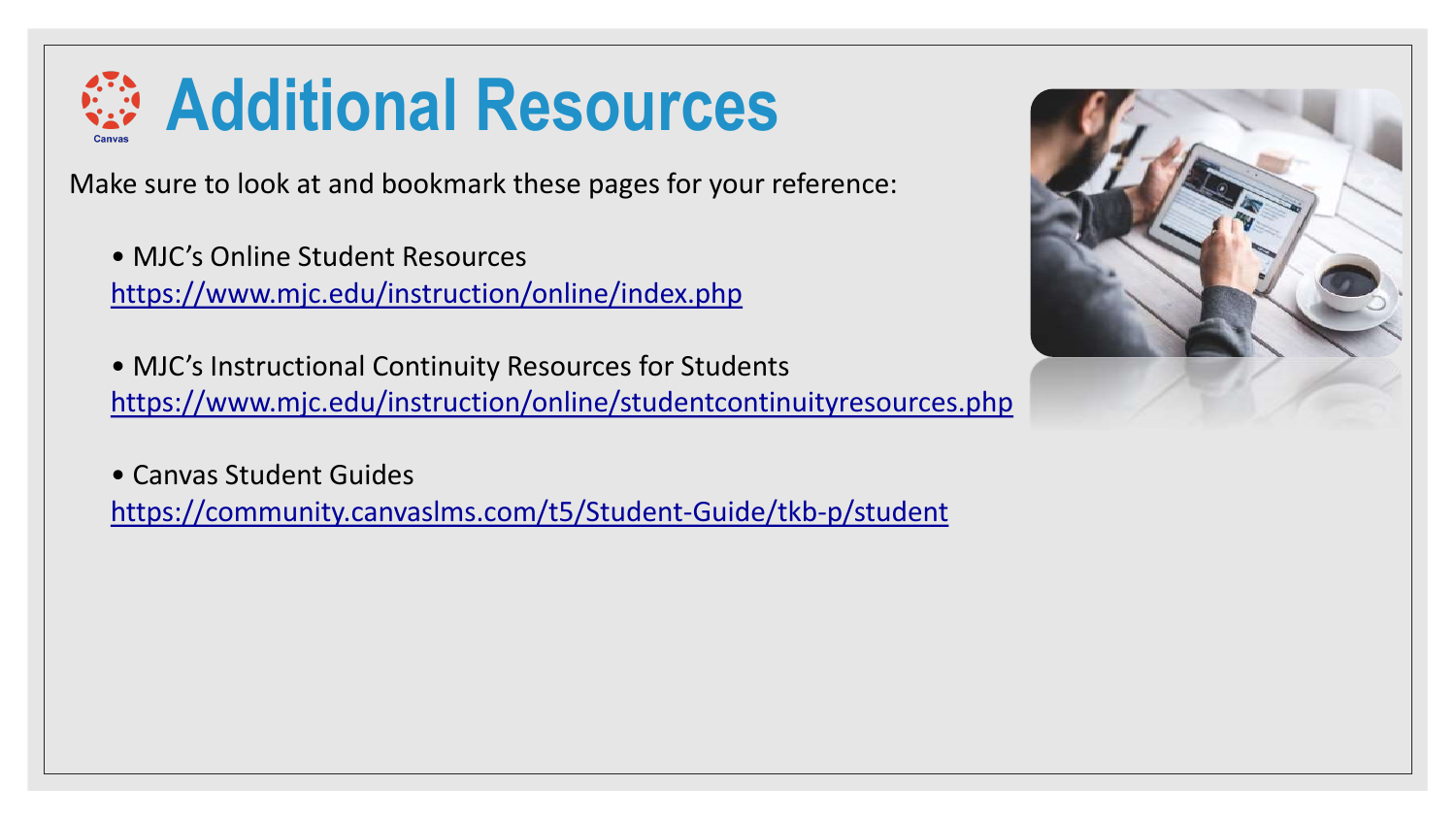# Additional Resources

Make sure to look at and bookmark these pages for your reference:

- MJC's Online Student Resources
  https://www.mjc.edu/instruction/online/index.php

- MJC's Instructional Continuity Resources for Students
  https://www.mjc.edu/instruction/online/studentcontinuityresources.php

- Canvas Student Guides
  https://community.canvaslms.com/t5/Student-Guide/tkb-p/student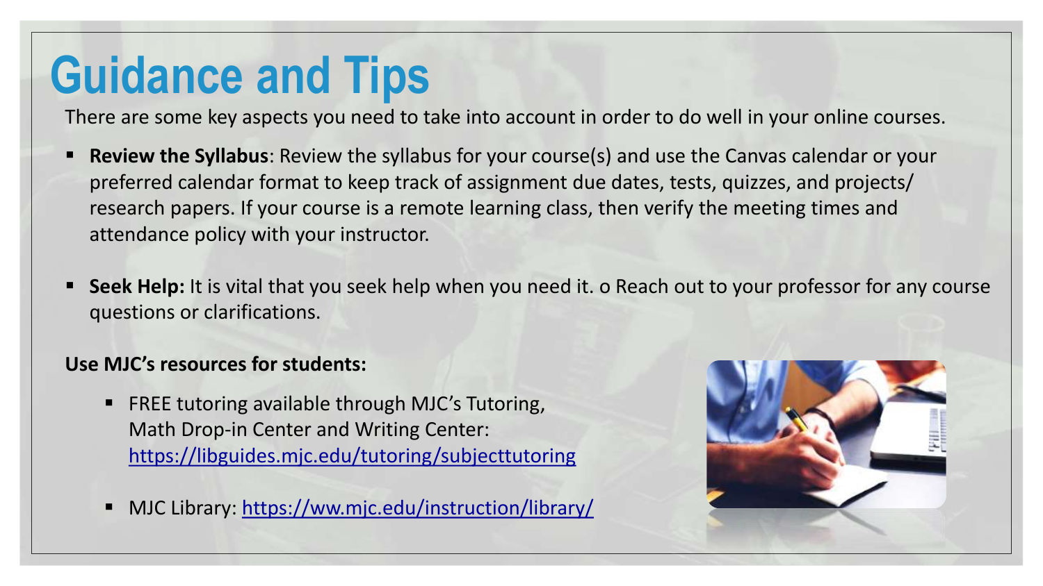# Guidance and Tips

There are some key aspects you need to take into account in order to do well in your online courses.

- **Review the Syllabus**: Review the syllabus for your course(s) and use the Canvas calendar or your preferred calendar format to keep track of assignment due dates, tests, quizzes, and projects/ research papers. If your course is a remote learning class, then verify the meeting times and attendance policy with your instructor.

- **Seek Help:** It is vital that you seek help when you need it. o Reach out to your professor for any course questions or clarifications.

**Use MJC's resources for students:**

- FREE tutoring available through MJC's Tutoring, Math Drop-in Center and Writing Center: https://libguides.mjc.edu/tutoring/subjecttutoring

- MJC Library: https://ww.mjc.edu/instruction/library/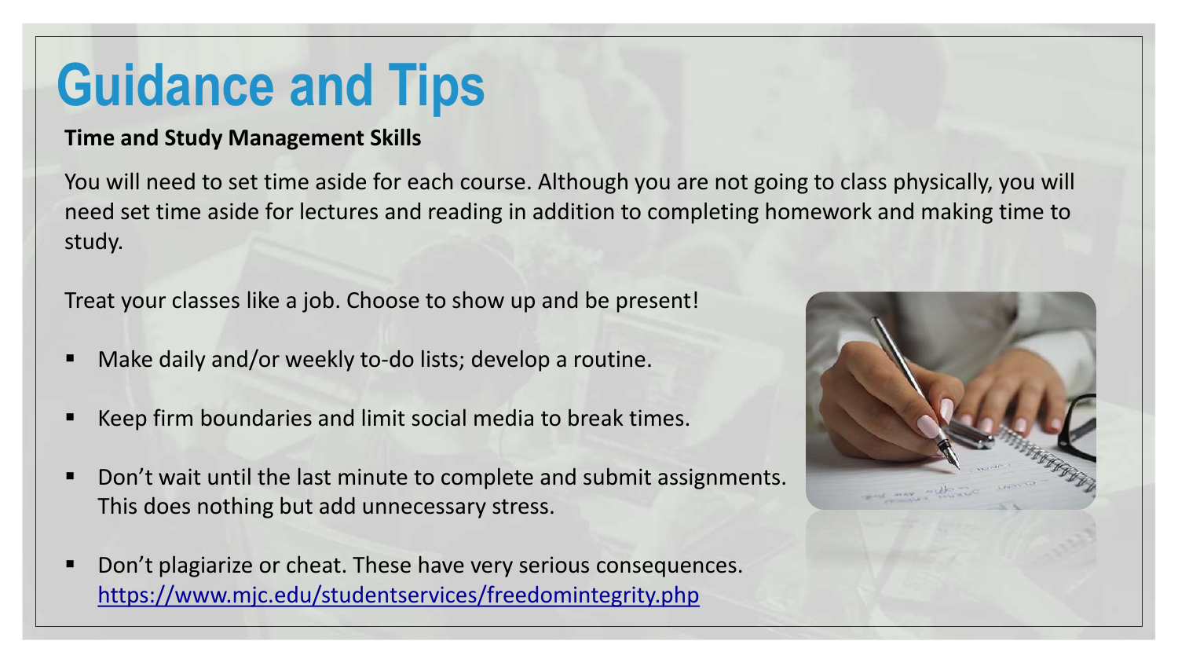# Guidance and Tips

**Time and Study Management Skills**

You will need to set time aside for each course. Although you are not going to class physically, you will need set time aside for lectures and reading in addition to completing homework and making time to study.

Treat your classes like a job. Choose to show up and be present!

- Make daily and/or weekly to-do lists; develop a routine.
- Keep firm boundaries and limit social media to break times.
- Don’t wait until the last minute to complete and submit assignments. This does nothing but add unnecessary stress.
- Don’t plagiarize or cheat. These have very serious consequences. https://www.mjc.edu/studentservices/freedomintegrity.php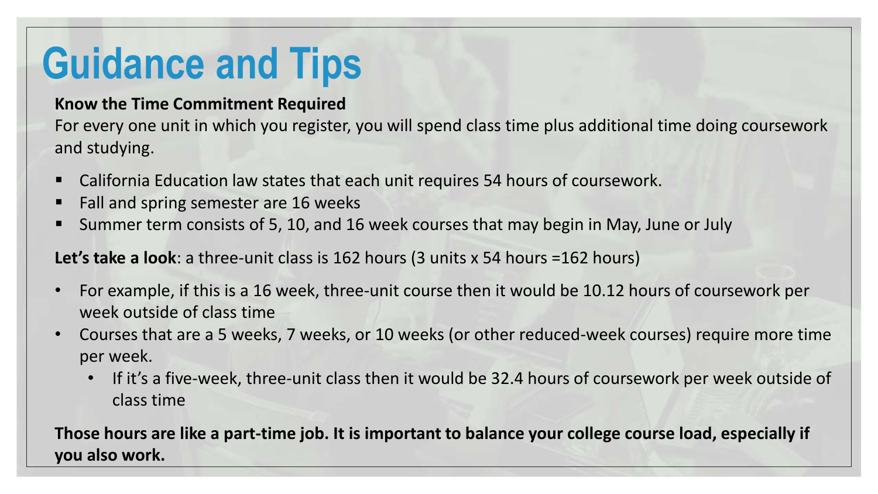# Guidance and Tips

**Know the Time Commitment Required**

For every one unit in which you register, you will spend class time plus additional time doing coursework and studying.

- California Education law states that each unit requires 54 hours of coursework.
- Fall and spring semester are 16 weeks
- Summer term consists of 5, 10, and 16 week courses that may begin in May, June or July

**Let's take a look**: a three-unit class is 162 hours (3 units x 54 hours =162 hours)

- For example, if this is a 16 week, three-unit course then it would be 10.12 hours of coursework per week outside of class time
- Courses that are a 5 weeks, 7 weeks, or 10 weeks (or other reduced-week courses) require more time per week.
  - If it's a five-week, three-unit class then it would be 32.4 hours of coursework per week outside of class time

**Those hours are like a part-time job. It is important to balance your college course load, especially if you also work.**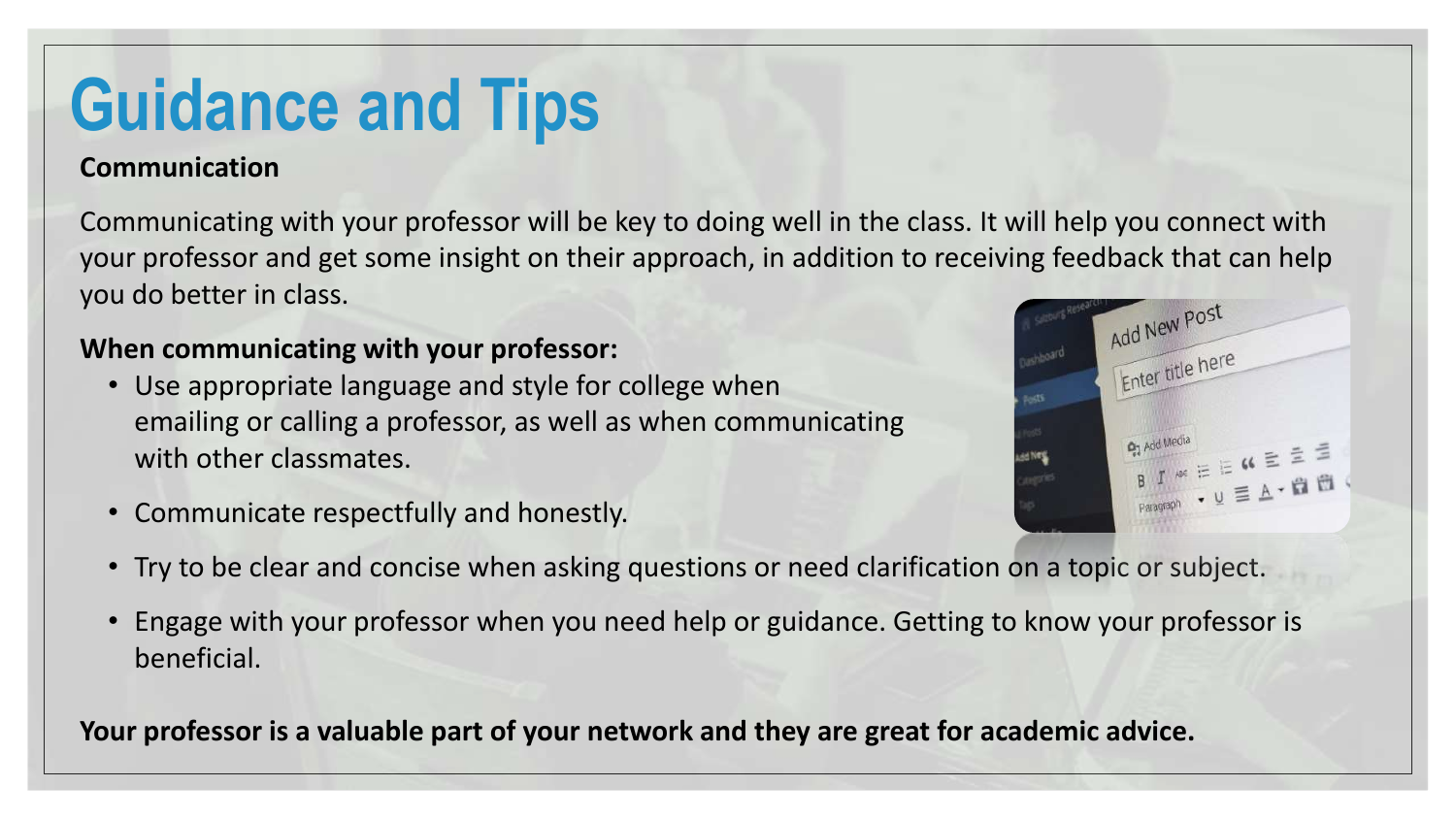# Guidance and Tips

**Communication**

Communicating with your professor will be key to doing well in the class. It will help you connect with your professor and get some insight on their approach, in addition to receiving feedback that can help you do better in class.

**When communicating with your professor:**

- Use appropriate language and style for college when emailing or calling a professor, as well as when communicating with other classmates.
- Communicate respectfully and honestly.
- Try to be clear and concise when asking questions or need clarification on a topic or subject.
- Engage with your professor when you need help or guidance. Getting to know your professor is beneficial.

**Your professor is a valuable part of your network and they are great for academic advice.**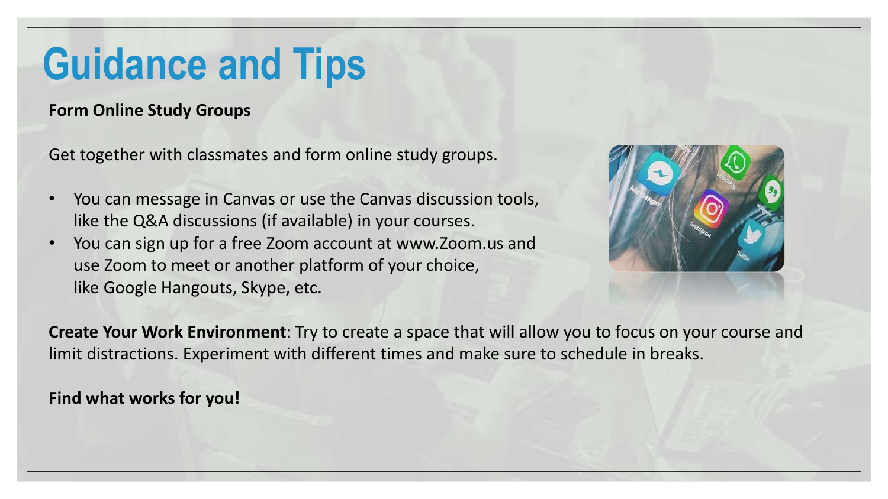# Guidance and Tips

**Form Online Study Groups**

Get together with classmates and form online study groups.

- You can message in Canvas or use the Canvas discussion tools, like the Q&A discussions (if available) in your courses.
- You can sign up for a free Zoom account at www.Zoom.us and use Zoom to meet or another platform of your choice, like Google Hangouts, Skype, etc.

**Create Your Work Environment**: Try to create a space that will allow you to focus on your course and limit distractions. Experiment with different times and make sure to schedule in breaks.

**Find what works for you!**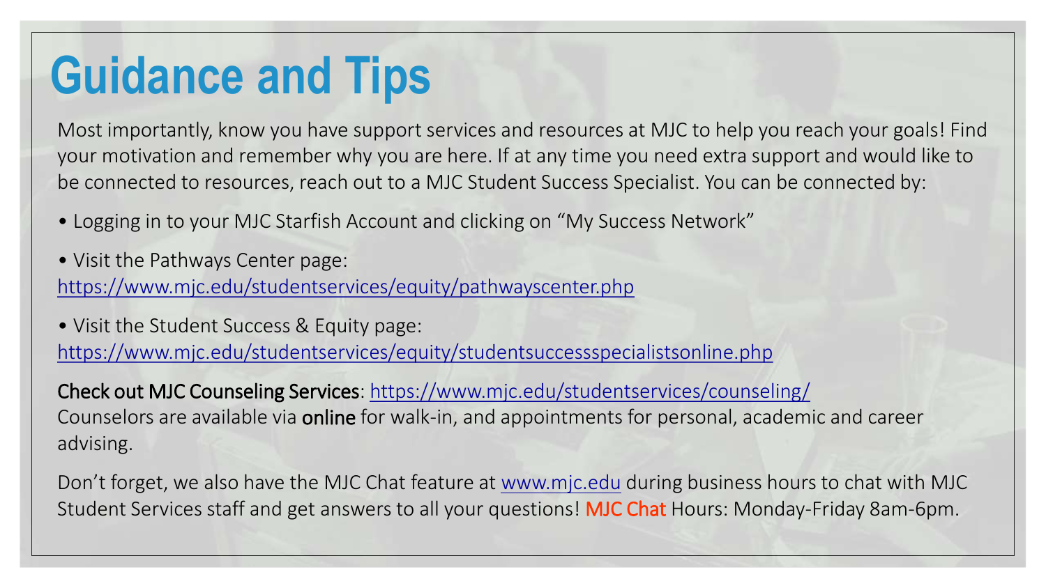# Guidance and Tips

Most importantly, know you have support services and resources at MJC to help you reach your goals! Find your motivation and remember why you are here. If at any time you need extra support and would like to be connected to resources, reach out to a MJC Student Success Specialist. You can be connected by:

- Logging in to your MJC Starfish Account and clicking on "My Success Network"
- Visit the Pathways Center page: [https://www.mjc.edu/studentservices/equity/pathwayscenter.php](https://www.mjc.edu/studentservices/equity/pathwayscenter.php)
- Visit the Student Success & Equity page: [https://www.mjc.edu/studentservices/equity/studentsuccessspecialistsonline.php](https://www.mjc.edu/studentservices/equity/studentsuccessspecialistsonline.php)

Check out MJC Counseling Services: [https://www.mjc.edu/studentservices/counseling/](https://www.mjc.edu/studentservices/counseling/)
Counselors are available via online for walk-in, and appointments for personal, academic and career advising.

Don't forget, we also have the MJC Chat feature at [www.mjc.edu](http://www.mjc.edu) during business hours to chat with MJC Student Services staff and get answers to all your questions! MJC Chat Hours: Monday-Friday 8am-6pm.